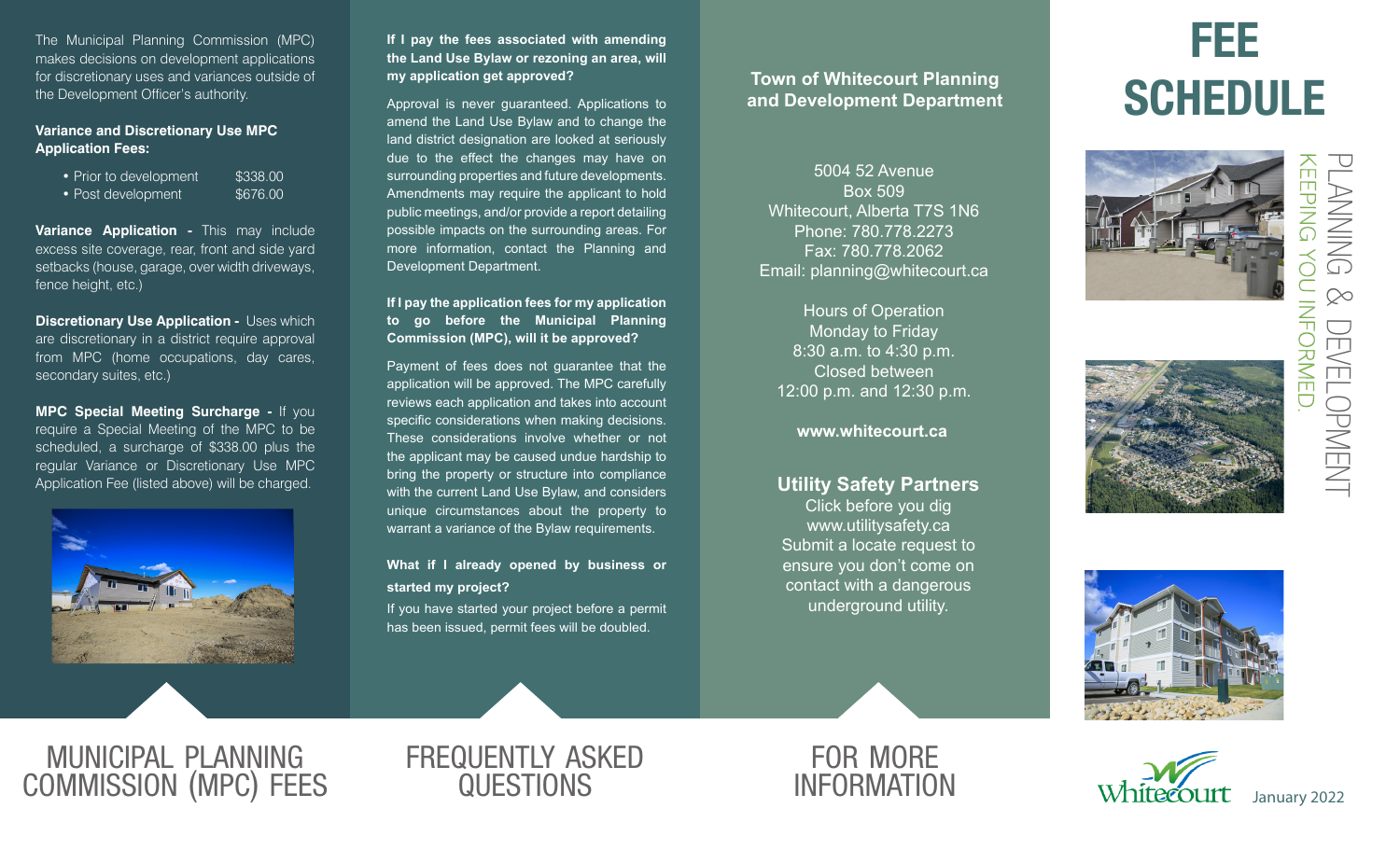# FEE SCHEDULE

PLANNING & DEVELOPMENT
KEEPING YOU INFORMED.

January 2022

## MUNICIPAL PLANNING COMMISSION (MPC) FEES

The Municipal Planning Commission (MPC) makes decisions on development applications for discretionary uses and variances outside of the Development Officer's authority.

**Variance and Discretionary Use MPC Application Fees:**

| | |
|---|---|
| • Prior to development | $338.00 |
| • Post development | $676.00 |

**Variance Application -** This may include excess site coverage, rear, front and side yard setbacks (house, garage, over width driveways, fence height, etc.)

**Discretionary Use Application -** Uses which are discretionary in a district require approval from MPC (home occupations, day cares, secondary suites, etc.)

**MPC Special Meeting Surcharge -** If you require a Special Meeting of the MPC to be scheduled, a surcharge of $338.00 plus the regular Variance or Discretionary Use MPC Application Fee (listed above) will be charged.

## FREQUENTLY ASKED QUESTIONS

**If I pay the fees associated with amending the Land Use Bylaw or rezoning an area, will my application get approved?**

Approval is never guaranteed. Applications to amend the Land Use Bylaw and to change the land district designation are looked at seriously due to the effect the changes may have on surrounding properties and future developments. Amendments may require the applicant to hold public meetings, and/or provide a report detailing possible impacts on the surrounding areas. For more information, contact the Planning and Development Department.

**If I pay the application fees for my application to go before the Municipal Planning Commission (MPC), will it be approved?**

Payment of fees does not guarantee that the application will be approved. The MPC carefully reviews each application and takes into account specific considerations when making decisions. These considerations involve whether or not the applicant may be caused undue hardship to bring the property or structure into compliance with the current Land Use Bylaw, and considers unique circumstances about the property to warrant a variance of the Bylaw requirements.

**What if I already opened by business or started my project?**

If you have started your project before a permit has been issued, permit fees will be doubled.

## FOR MORE INFORMATION

**Town of Whitecourt Planning and Development Department**

5004 52 Avenue
Box 509
Whitecourt, Alberta T7S 1N6
Phone: 780.778.2273
Fax: 780.778.2062
Email: planning@whitecourt.ca

Hours of Operation
Monday to Friday
8:30 a.m. to 4:30 p.m.
Closed between
12:00 p.m. and 12:30 p.m.

**www.whitecourt.ca**

**Utility Safety Partners**

Click before you dig
www.utilitysafety.ca
Submit a locate request to ensure you don't come on contact with a dangerous underground utility.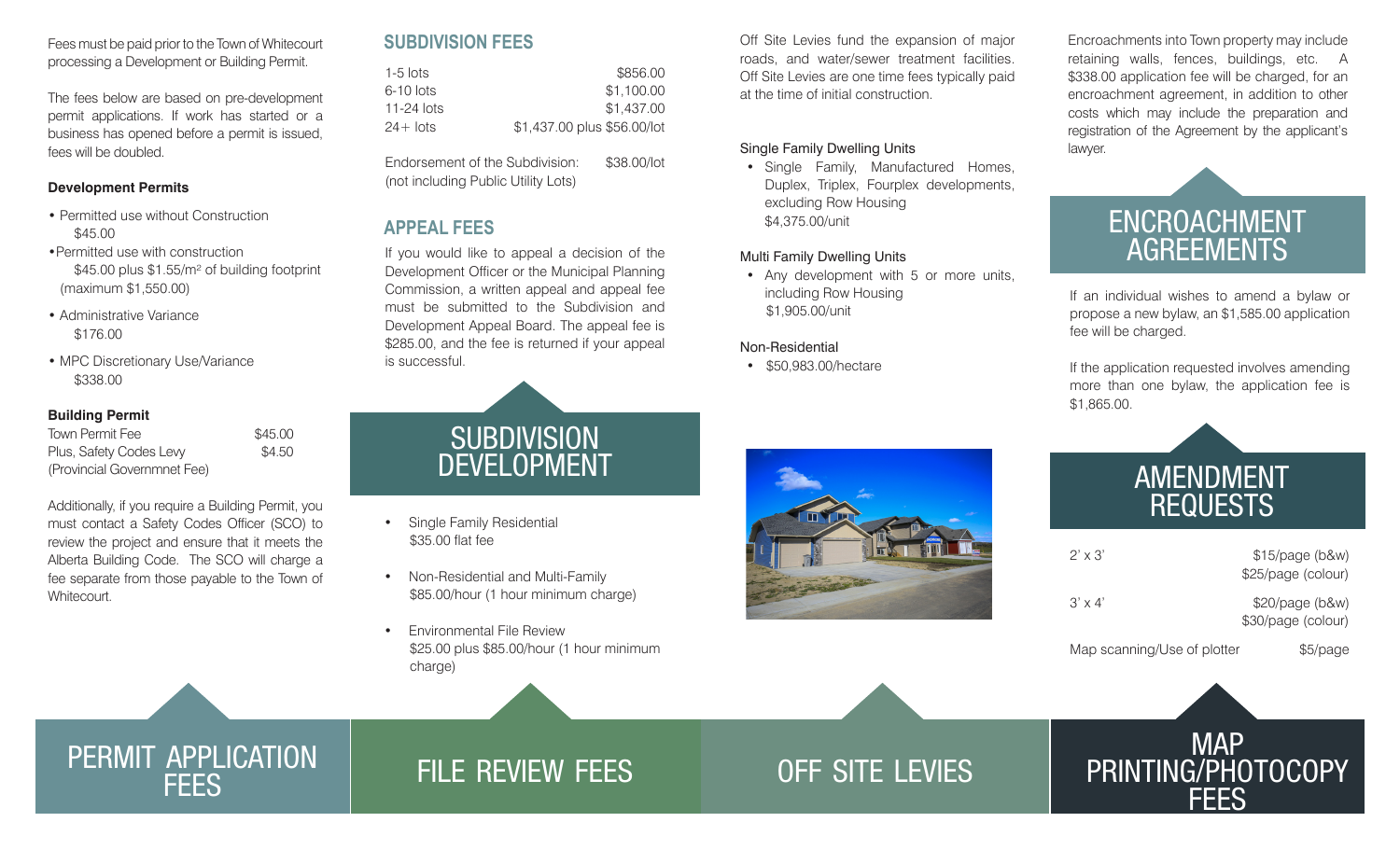Fees must be paid prior to the Town of Whitecourt processing a Development or Building Permit.

The fees below are based on pre-development permit applications. If work has started or a business has opened before a permit is issued, fees will be doubled.

**Development Permits**

- Permitted use without Construction
  $45.00
- Permitted use with construction
  $45.00 plus $1.55/m² of building footprint (maximum $1,550.00)
- Administrative Variance
  $176.00
- MPC Discretionary Use/Variance
  $338.00

**Building Permit**

| | |
|---|---|
| Town Permit Fee | $45.00 |
| Plus, Safety Codes Levy (Provincial Governmnet Fee) | $4.50 |

Additionally, if you require a Building Permit, you must contact a Safety Codes Officer (SCO) to review the project and ensure that it meets the Alberta Building Code. The SCO will charge a fee separate from those payable to the Town of Whitecourt.

# PERMIT APPLICATION FEES

## SUBDIVISION FEES

| | |
|---|---|
| 1-5 lots | $856.00 |
| 6-10 lots | $1,100.00 |
| 11-24 lots | $1,437.00 |
| 24+ lots | $1,437.00 plus $56.00/lot |

Endorsement of the Subdivision: $38.00/lot (not including Public Utility Lots)

## APPEAL FEES

If you would like to appeal a decision of the Development Officer or the Municipal Planning Commission, a written appeal and appeal fee must be submitted to the Subdivision and Development Appeal Board. The appeal fee is $285.00, and the fee is returned if your appeal is successful.

## SUBDIVISION DEVELOPMENT

- Single Family Residential
  $35.00 flat fee
- Non-Residential and Multi-Family
  $85.00/hour (1 hour minimum charge)
- Environmental File Review
  $25.00 plus $85.00/hour (1 hour minimum charge)

# FILE REVIEW FEES

Off Site Levies fund the expansion of major roads, and water/sewer treatment facilities. Off Site Levies are one time fees typically paid at the time of initial construction.

Single Family Dwelling Units

- Single Family, Manufactured Homes, Duplex, Triplex, Fourplex developments, excluding Row Housing
  $4,375.00/unit

Multi Family Dwelling Units

- Any development with 5 or more units, including Row Housing
  $1,905.00/unit

Non-Residential

- $50,983.00/hectare

# OFF SITE LEVIES

Encroachments into Town property may include retaining walls, fences, buildings, etc. A $338.00 application fee will be charged, for an encroachment agreement, in addition to other costs which may include the preparation and registration of the Agreement by the applicant's lawyer.

## ENCROACHMENT AGREEMENTS

If an individual wishes to amend a bylaw or propose a new bylaw, an $1,585.00 application fee will be charged.

If the application requested involves amending more than one bylaw, the application fee is $1,865.00.

## AMENDMENT REQUESTS

| | |
|---|---|
| 2' x 3' | $15/page (b&w) $25/page (colour) |
| 3' x 4' | $20/page (b&w) $30/page (colour) |
| Map scanning/Use of plotter | $5/page |

# MAP PRINTING/PHOTOCOPY FEES